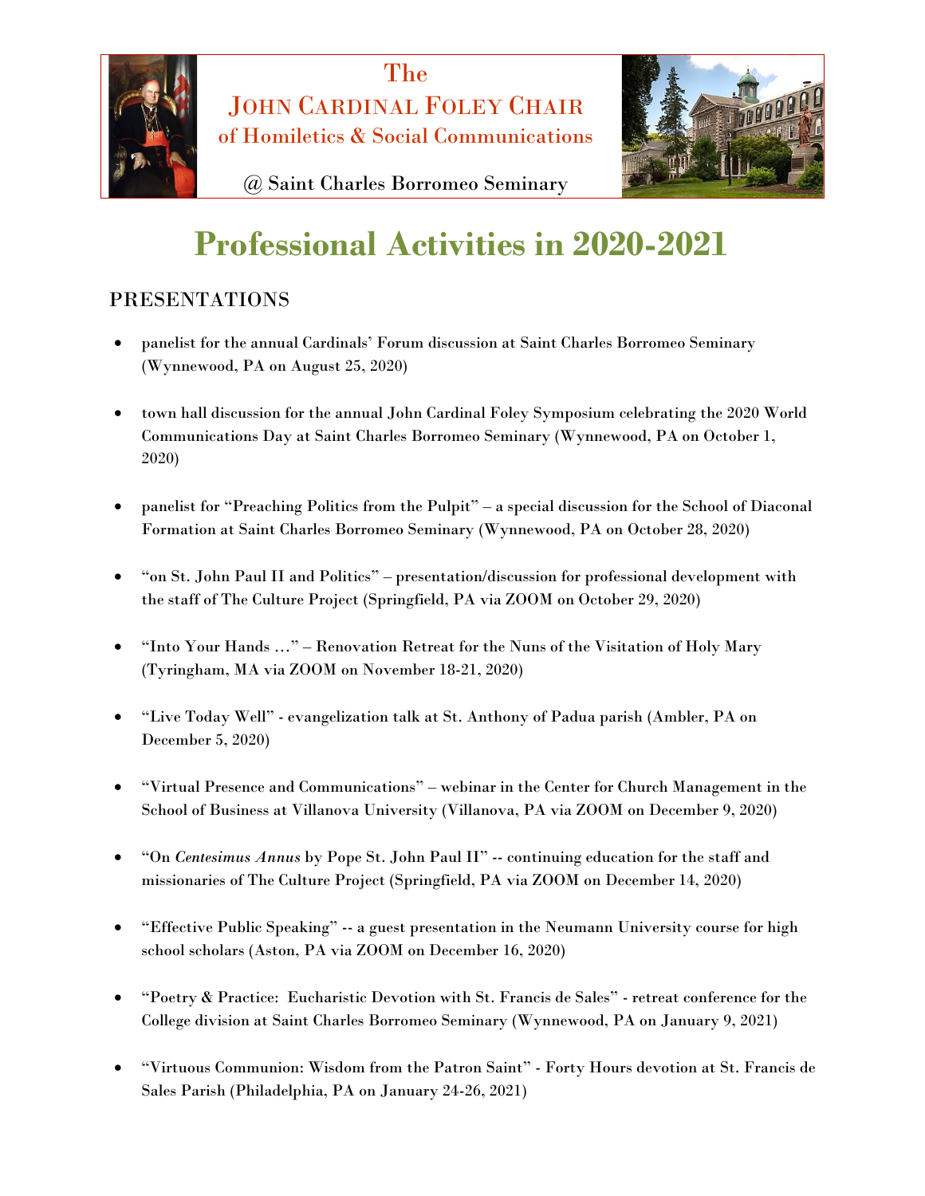The

JOHN CARDINAL FOLEY CHAIR

of Homiletics & Social Communications

@ Saint Charles Borromeo Seminary

# Professional Activities in 2020-2021

## PRESENTATIONS

- panelist for the annual Cardinals' Forum discussion at Saint Charles Borromeo Seminary (Wynnewood, PA on August 25, 2020)

- town hall discussion for the annual John Cardinal Foley Symposium celebrating the 2020 World Communications Day at Saint Charles Borromeo Seminary (Wynnewood, PA on October 1, 2020)

- panelist for "Preaching Politics from the Pulpit" – a special discussion for the School of Diaconal Formation at Saint Charles Borromeo Seminary (Wynnewood, PA on October 28, 2020)

- "on St. John Paul II and Politics" – presentation/discussion for professional development with the staff of The Culture Project (Springfield, PA via ZOOM on October 29, 2020)

- "Into Your Hands …" – Renovation Retreat for the Nuns of the Visitation of Holy Mary (Tyringham, MA via ZOOM on November 18-21, 2020)

- "Live Today Well" - evangelization talk at St. Anthony of Padua parish (Ambler, PA on December 5, 2020)

- "Virtual Presence and Communications" – webinar in the Center for Church Management in the School of Business at Villanova University (Villanova, PA via ZOOM on December 9, 2020)

- "On *Centesimus Annus* by Pope St. John Paul II" -- continuing education for the staff and missionaries of The Culture Project (Springfield, PA via ZOOM on December 14, 2020)

- "Effective Public Speaking" -- a guest presentation in the Neumann University course for high school scholars (Aston, PA via ZOOM on December 16, 2020)

- "Poetry & Practice: Eucharistic Devotion with St. Francis de Sales" - retreat conference for the College division at Saint Charles Borromeo Seminary (Wynnewood, PA on January 9, 2021)

- "Virtuous Communion: Wisdom from the Patron Saint" - Forty Hours devotion at St. Francis de Sales Parish (Philadelphia, PA on January 24-26, 2021)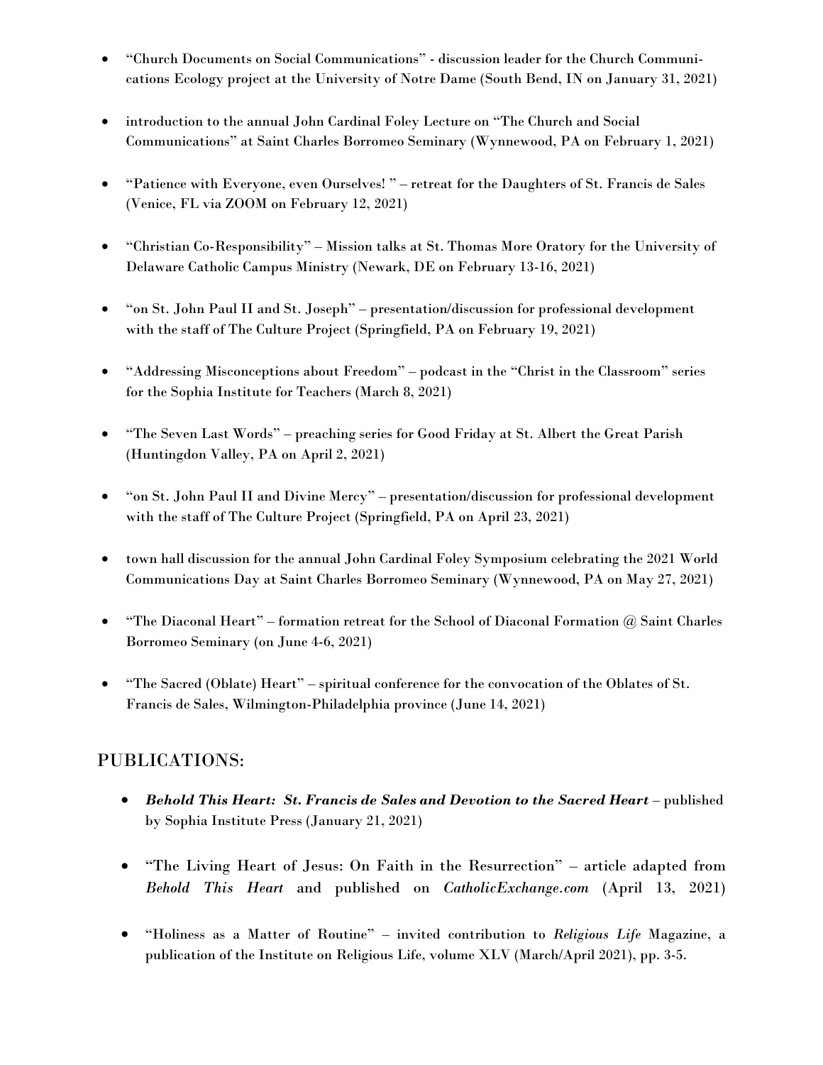- "Church Documents on Social Communications" - discussion leader for the Church Communications Ecology project at the University of Notre Dame (South Bend, IN on January 31, 2021)

- introduction to the annual John Cardinal Foley Lecture on "The Church and Social Communications" at Saint Charles Borromeo Seminary (Wynnewood, PA on February 1, 2021)

- "Patience with Everyone, even Ourselves! " – retreat for the Daughters of St. Francis de Sales (Venice, FL via ZOOM on February 12, 2021)

- "Christian Co-Responsibility" – Mission talks at St. Thomas More Oratory for the University of Delaware Catholic Campus Ministry (Newark, DE on February 13-16, 2021)

- "on St. John Paul II and St. Joseph" – presentation/discussion for professional development with the staff of The Culture Project (Springfield, PA on February 19, 2021)

- "Addressing Misconceptions about Freedom" – podcast in the "Christ in the Classroom" series for the Sophia Institute for Teachers (March 8, 2021)

- "The Seven Last Words" – preaching series for Good Friday at St. Albert the Great Parish (Huntingdon Valley, PA on April 2, 2021)

- "on St. John Paul II and Divine Mercy" – presentation/discussion for professional development with the staff of The Culture Project (Springfield, PA on April 23, 2021)

- town hall discussion for the annual John Cardinal Foley Symposium celebrating the 2021 World Communications Day at Saint Charles Borromeo Seminary (Wynnewood, PA on May 27, 2021)

- "The Diaconal Heart" – formation retreat for the School of Diaconal Formation @ Saint Charles Borromeo Seminary (on June 4-6, 2021)

- "The Sacred (Oblate) Heart" – spiritual conference for the convocation of the Oblates of St. Francis de Sales, Wilmington-Philadelphia province (June 14, 2021)

## PUBLICATIONS:

- ***Behold This Heart: St. Francis de Sales and Devotion to the Sacred Heart*** – published by Sophia Institute Press (January 21, 2021)

- "The Living Heart of Jesus: On Faith in the Resurrection" – article adapted from *Behold This Heart* and published on *CatholicExchange.com* (April 13, 2021)

- "Holiness as a Matter of Routine" – invited contribution to *Religious Life* Magazine, a publication of the Institute on Religious Life, volume XLV (March/April 2021), pp. 3-5.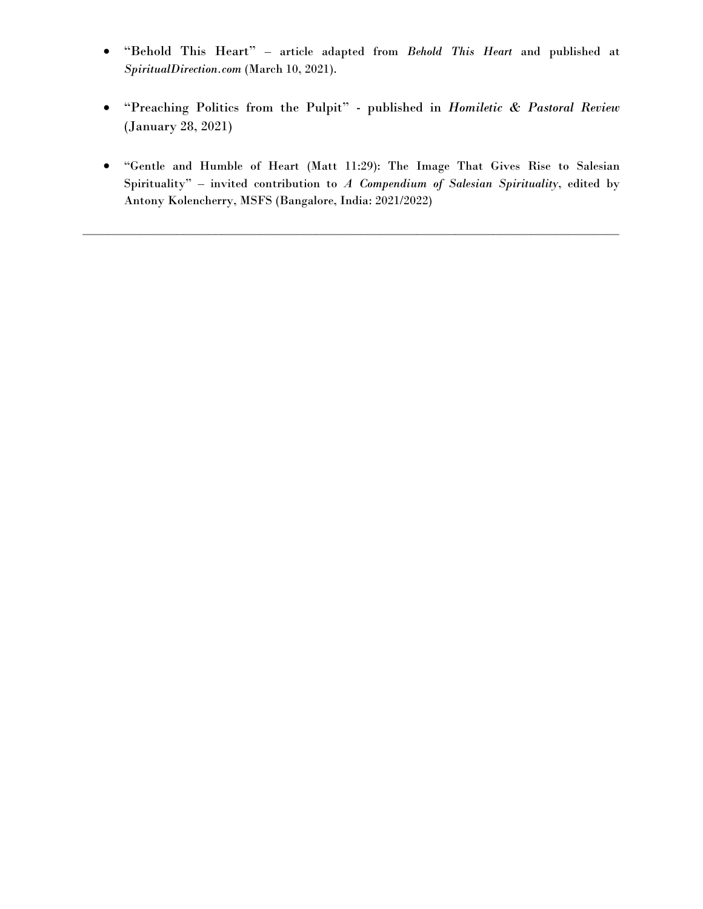- "Behold This Heart" – article adapted from *Behold This Heart* and published at *SpiritualDirection.com* (March 10, 2021).

- "Preaching Politics from the Pulpit" - published in *Homiletic & Pastoral Review* (January 28, 2021)

- "Gentle and Humble of Heart (Matt 11:29): The Image That Gives Rise to Salesian Spirituality" – invited contribution to *A Compendium of Salesian Spirituality*, edited by Antony Kolencherry, MSFS (Bangalore, India: 2021/2022)

---